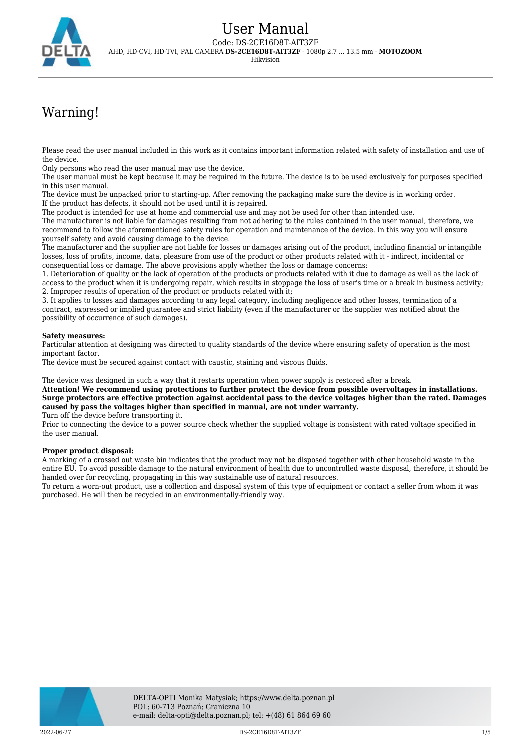# User Manual

Code: DS-2CE16D8T-AIT3ZF

AHD, HD-CVI, HD-TVI, PAL CAMERA **DS-2CE16D8T-AIT3ZF** - 1080p 2.7 ... 13.5 mm - **MOTOZOOM**

Hikvision

## Warning!

Please read the user manual included in this work as it contains important information related with safety of installation and use of the device.
Only persons who read the user manual may use the device.
The user manual must be kept because it may be required in the future. The device is to be used exclusively for purposes specified in this user manual.
The device must be unpacked prior to starting-up. After removing the packaging make sure the device is in working order.
If the product has defects, it should not be used until it is repaired.
The product is intended for use at home and commercial use and may not be used for other than intended use.
The manufacturer is not liable for damages resulting from not adhering to the rules contained in the user manual, therefore, we recommend to follow the aforementioned safety rules for operation and maintenance of the device. In this way you will ensure yourself safety and avoid causing damage to the device.
The manufacturer and the supplier are not liable for losses or damages arising out of the product, including financial or intangible losses, loss of profits, income, data, pleasure from use of the product or other products related with it - indirect, incidental or consequential loss or damage. The above provisions apply whether the loss or damage concerns:
1. Deterioration of quality or the lack of operation of the products or products related with it due to damage as well as the lack of access to the product when it is undergoing repair, which results in stoppage the loss of user's time or a break in business activity;
2. Improper results of operation of the product or products related with it;
3. It applies to losses and damages according to any legal category, including negligence and other losses, termination of a contract, expressed or implied guarantee and strict liability (even if the manufacturer or the supplier was notified about the possibility of occurrence of such damages).

**Safety measures:**
Particular attention at designing was directed to quality standards of the device where ensuring safety of operation is the most important factor.
The device must be secured against contact with caustic, staining and viscous fluids.

The device was designed in such a way that it restarts operation when power supply is restored after a break.
**Attention! We recommend using protections to further protect the device from possible overvoltages in installations. Surge protectors are effective protection against accidental pass to the device voltages higher than the rated. Damages caused by pass the voltages higher than specified in manual, are not under warranty.**
Turn off the device before transporting it.
Prior to connecting the device to a power source check whether the supplied voltage is consistent with rated voltage specified in the user manual.

**Proper product disposal:**
A marking of a crossed out waste bin indicates that the product may not be disposed together with other household waste in the entire EU. To avoid possible damage to the natural environment of health due to uncontrolled waste disposal, therefore, it should be handed over for recycling, propagating in this way sustainable use of natural resources.
To return a worn-out product, use a collection and disposal system of this type of equipment or contact a seller from whom it was purchased. He will then be recycled in an environmentally-friendly way.

DELTA-OPTI Monika Matysiak; https://www.delta.poznan.pl
POL; 60-713 Poznań; Graniczna 10
e-mail: delta-opti@delta.poznan.pl; tel: +(48) 61 864 69 60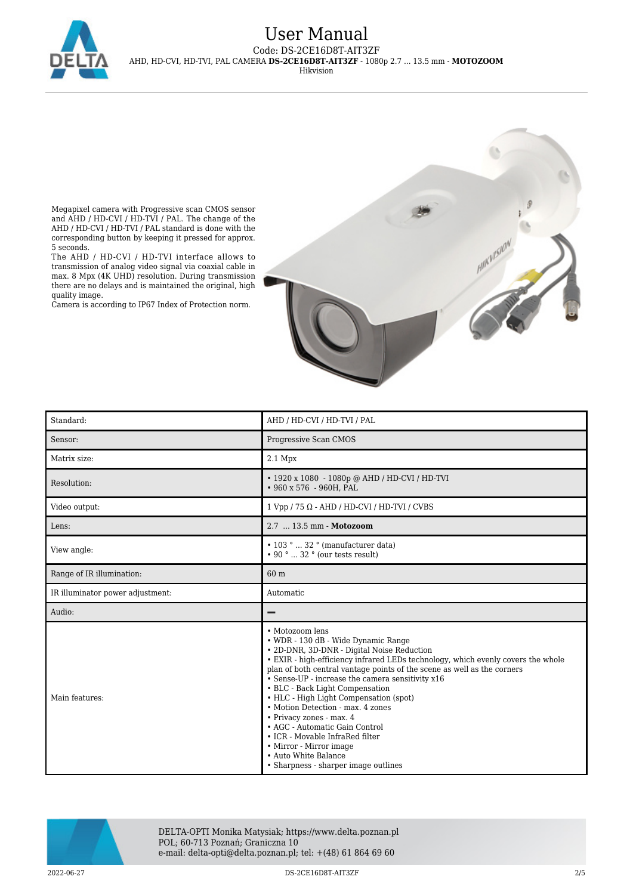# User Manual

Code: DS-2CE16D8T-AIT3ZF

AHD, HD-CVI, HD-TVI, PAL CAMERA **DS-2CE16D8T-AIT3ZF** - 1080p 2.7 ... 13.5 mm - **MOTOZOOM**

Hikvision

Megapixel camera with Progressive scan CMOS sensor and AHD / HD-CVI / HD-TVI / PAL. The change of the AHD / HD-CVI / HD-TVI / PAL standard is done with the corresponding button by keeping it pressed for approx. 5 seconds.
The AHD / HD-CVI / HD-TVI interface allows to transmission of analog video signal via coaxial cable in max. 8 Mpx (4K UHD) resolution. During transmission there are no delays and is maintained the original, high quality image.
Camera is according to IP67 Index of Protection norm.

| Standard: | AHD / HD-CVI / HD-TVI / PAL |
|---|---|
| Sensor: | Progressive Scan CMOS |
| Matrix size: | 2.1 Mpx |
| Resolution: | • 1920 x 1080 - 1080p @ AHD / HD-CVI / HD-TVI<br>• 960 x 576 - 960H, PAL |
| Video output: | 1 Vpp / 75 Ω - AHD / HD-CVI / HD-TVI / CVBS |
| Lens: | 2.7 ... 13.5 mm - **Motozoom** |
| View angle: | • 103 ° ... 32 ° (manufacturer data)<br>• 90 ° ... 32 ° (our tests result) |
| Range of IR illumination: | 60 m |
| IR illuminator power adjustment: | Automatic |
| Audio: | – |
| Main features: | • Motozoom lens<br>• WDR - 130 dB - Wide Dynamic Range<br>• 2D-DNR, 3D-DNR - Digital Noise Reduction<br>• EXIR - high-efficiency infrared LEDs technology, which evenly covers the whole plan of both central vantage points of the scene as well as the corners<br>• Sense-UP - increase the camera sensitivity x16<br>• BLC - Back Light Compensation<br>• HLC - High Light Compensation (spot)<br>• Motion Detection - max. 4 zones<br>• Privacy zones - max. 4<br>• AGC - Automatic Gain Control<br>• ICR - Movable InfraRed filter<br>• Mirror - Mirror image<br>• Auto White Balance<br>• Sharpness - sharper image outlines |

DELTA-OPTI Monika Matysiak; https://www.delta.poznan.pl
POL; 60-713 Poznań; Graniczna 10
e-mail: delta-opti@delta.poznan.pl; tel: +(48) 61 864 69 60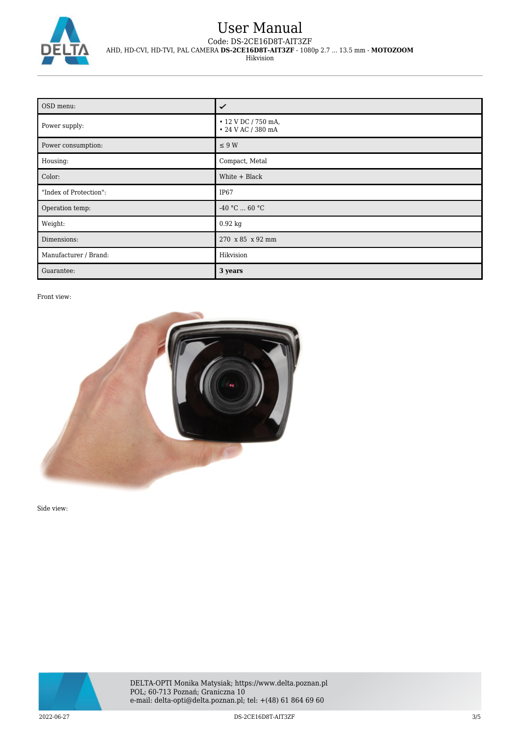| OSD menu: | ✓ |
| --- | --- |
| Power supply: | • 12 V DC / 750 mA,<br>• 24 V AC / 380 mA |
| Power consumption: | ≤ 9 W |
| Housing: | Compact, Metal |
| Color: | White + Black |
| "Index of Protection": | IP67 |
| Operation temp: | -40 °C ... 60 °C |
| Weight: | 0.92 kg |
| Dimensions: | 270 x 85 x 92 mm |
| Manufacturer / Brand: | Hikvision |
| Guarantee: | **3 years** |

Front view:

Side view: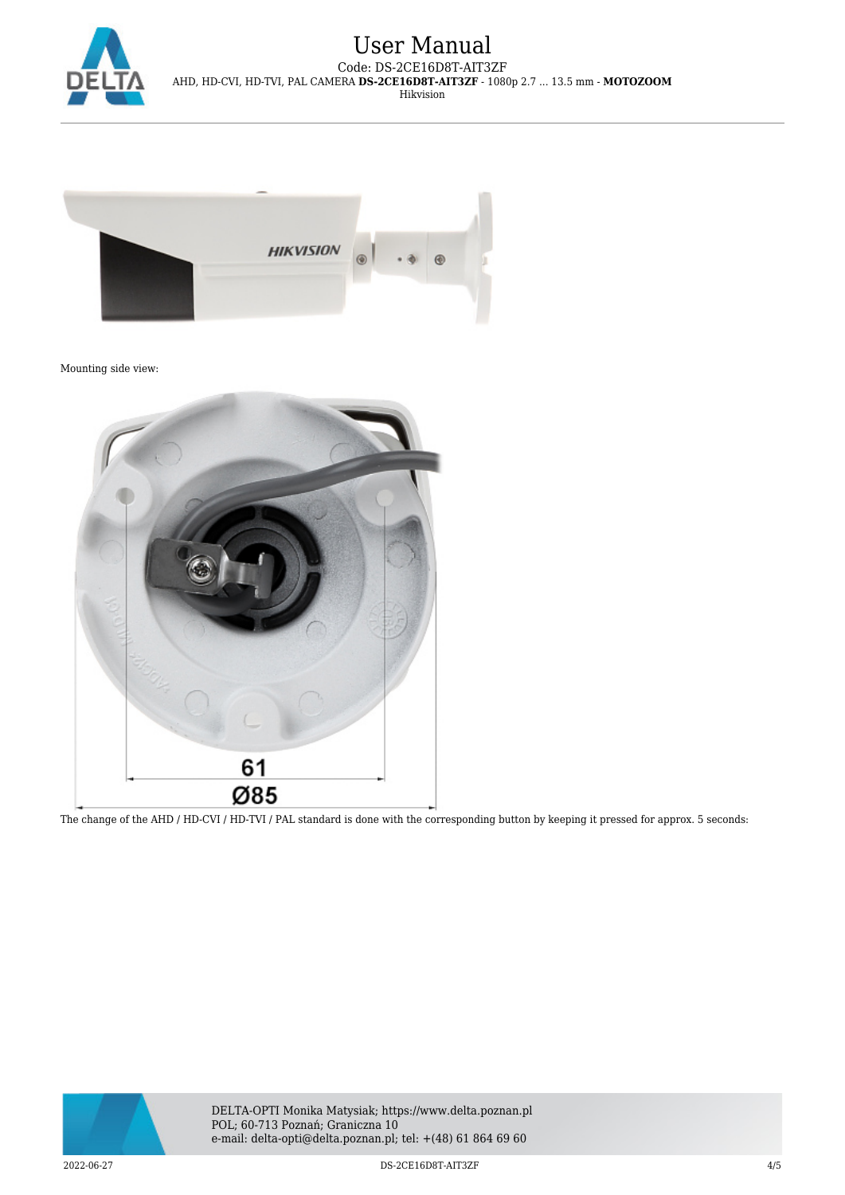Mounting side view:

The change of the AHD / HD-CVI / HD-TVI / PAL standard is done with the corresponding button by keeping it pressed for approx. 5 seconds: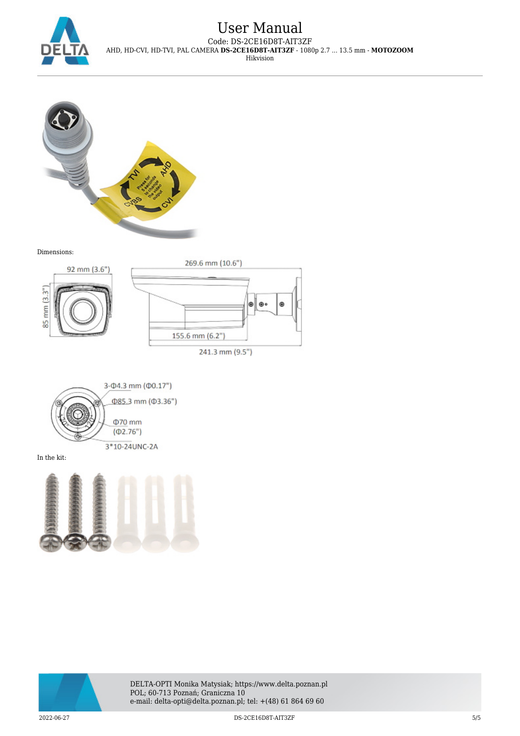Dimensions:

92 mm (3.6")

85 mm (3.3")

269.6 mm (10.6")

155.6 mm (6.2")

241.3 mm (9.5")

3-Φ4.3 mm (Φ0.17")

Φ85.3 mm (Φ3.36")

Φ70 mm
(Φ2.76")

3*10-24UNC-2A

In the kit: